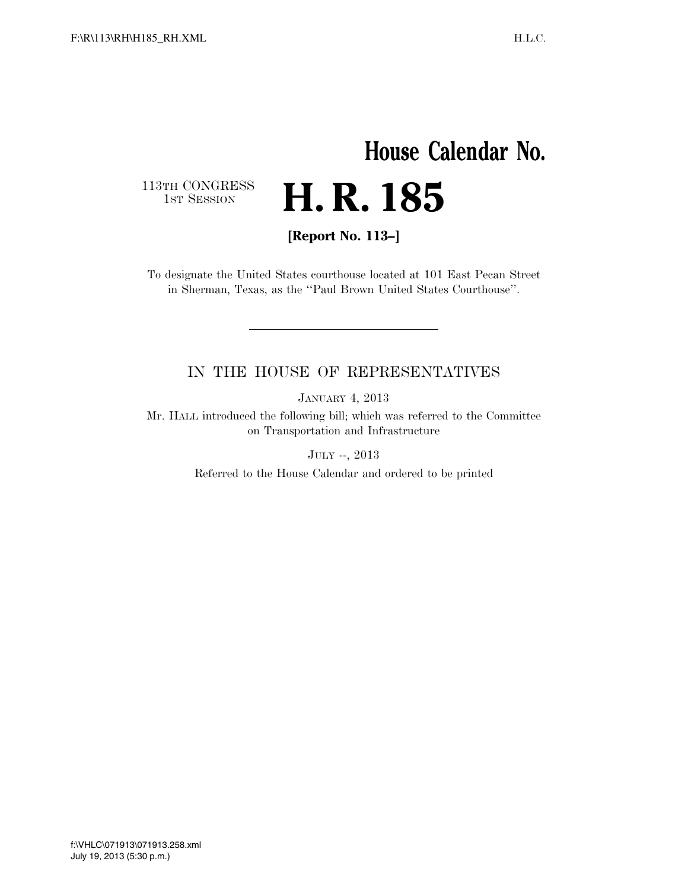# House Calendar No.

113TH CONGRESS
1ST SESSION

# H. R. 185

**[Report No. 113–]**

To designate the United States courthouse located at 101 East Pecan Street in Sherman, Texas, as the "Paul Brown United States Courthouse".

---

## IN THE HOUSE OF REPRESENTATIVES

JANUARY 4, 2013

Mr. HALL introduced the following bill; which was referred to the Committee on Transportation and Infrastructure

JULY --, 2013

Referred to the House Calendar and ordered to be printed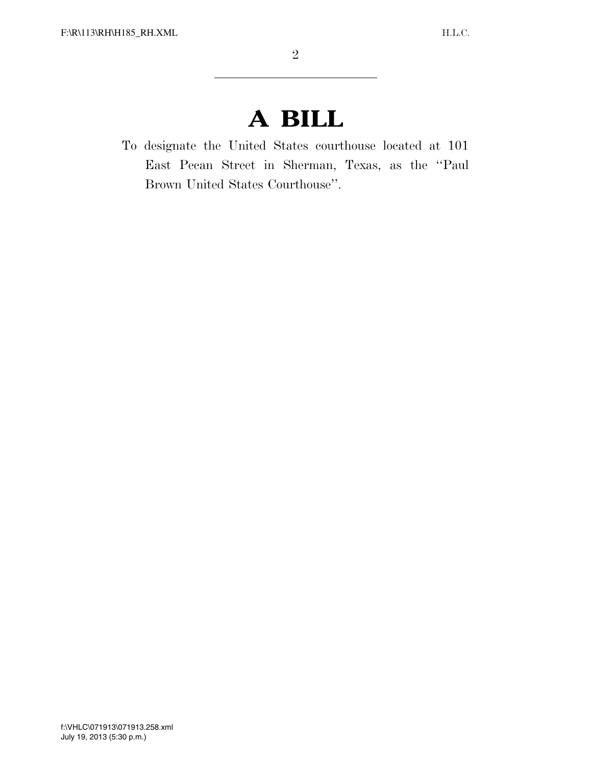# A BILL

To designate the United States courthouse located at 101 East Pecan Street in Sherman, Texas, as the ''Paul Brown United States Courthouse''.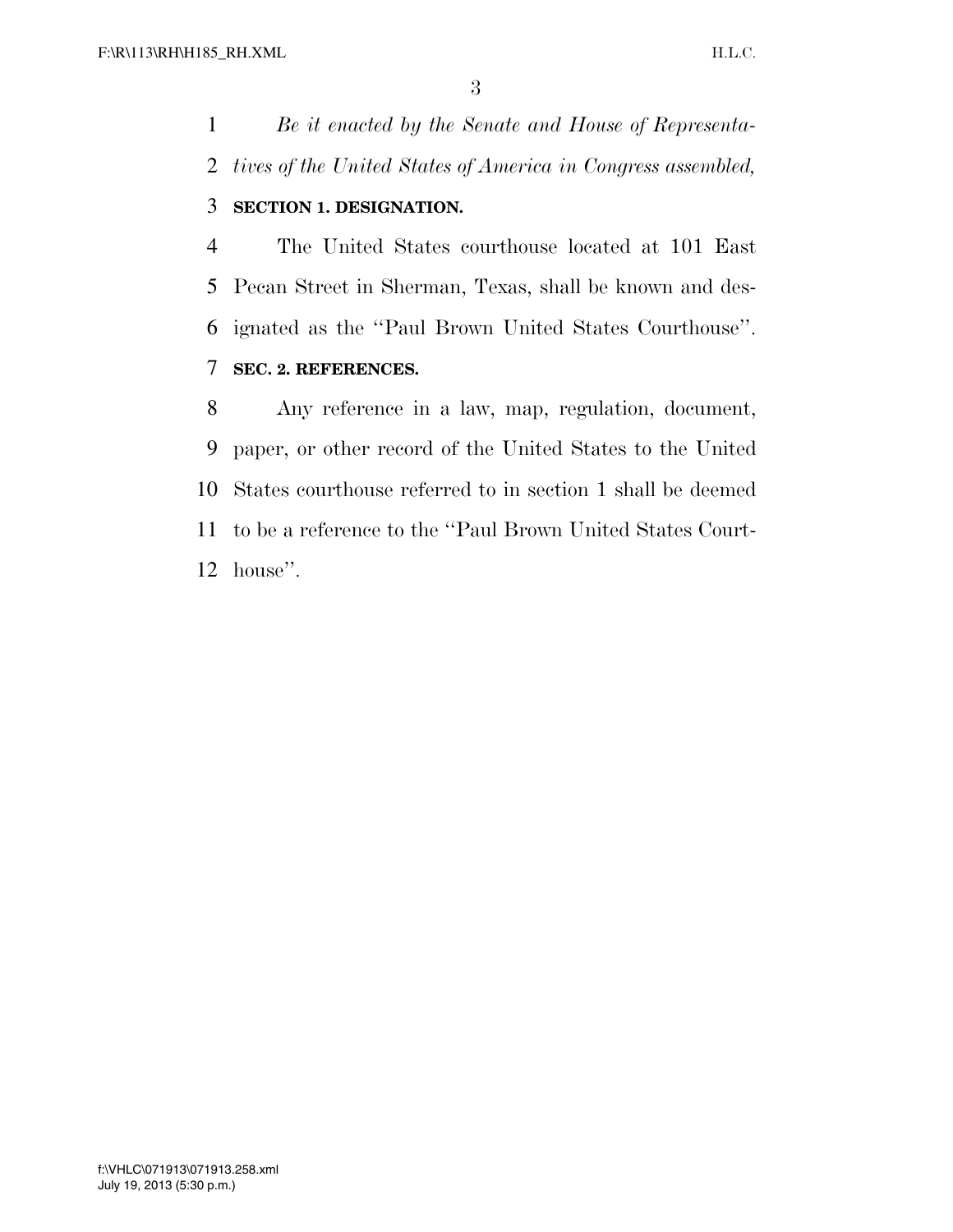*Be it enacted by the Senate and House of Representatives of the United States of America in Congress assembled,*

**SECTION 1. DESIGNATION.**

The United States courthouse located at 101 East Pecan Street in Sherman, Texas, shall be known and designated as the "Paul Brown United States Courthouse".

**SEC. 2. REFERENCES.**

Any reference in a law, map, regulation, document, paper, or other record of the United States to the United States courthouse referred to in section 1 shall be deemed to be a reference to the "Paul Brown United States Courthouse".